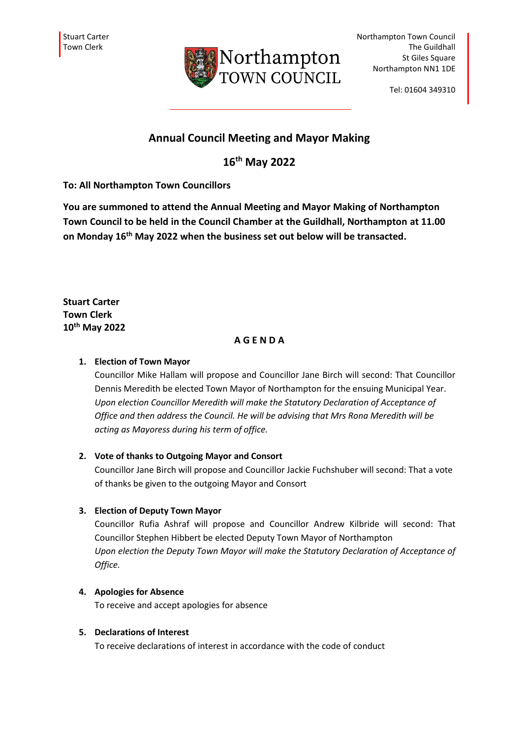Stuart Carter
Town Clerk

Northampton TOWN COUNCIL

Northampton Town Council
The Guildhall
St Giles Square
Northampton NN1 1DE

Tel: 01604 349310

# Annual Council Meeting and Mayor Making

## 16th May 2022

**To: All Northampton Town Councillors**

**You are summoned to attend the Annual Meeting and Mayor Making of Northampton Town Council to be held in the Council Chamber at the Guildhall, Northampton at 11.00 on Monday 16th May 2022 when the business set out below will be transacted.**

**Stuart Carter**
**Town Clerk**
**10th May 2022**

## A G E N D A

1. **Election of Town Mayor**
   Councillor Mike Hallam will propose and Councillor Jane Birch will second: That Councillor Dennis Meredith be elected Town Mayor of Northampton for the ensuing Municipal Year.
   *Upon election Councillor Meredith will make the Statutory Declaration of Acceptance of Office and then address the Council. He will be advising that Mrs Rona Meredith will be acting as Mayoress during his term of office.*

2. **Vote of thanks to Outgoing Mayor and Consort**
   Councillor Jane Birch will propose and Councillor Jackie Fuchshuber will second: That a vote of thanks be given to the outgoing Mayor and Consort

3. **Election of Deputy Town Mayor**
   Councillor Rufia Ashraf will propose and Councillor Andrew Kilbride will second: That Councillor Stephen Hibbert be elected Deputy Town Mayor of Northampton
   *Upon election the Deputy Town Mayor will make the Statutory Declaration of Acceptance of Office.*

4. **Apologies for Absence**
   To receive and accept apologies for absence

5. **Declarations of Interest**
   To receive declarations of interest in accordance with the code of conduct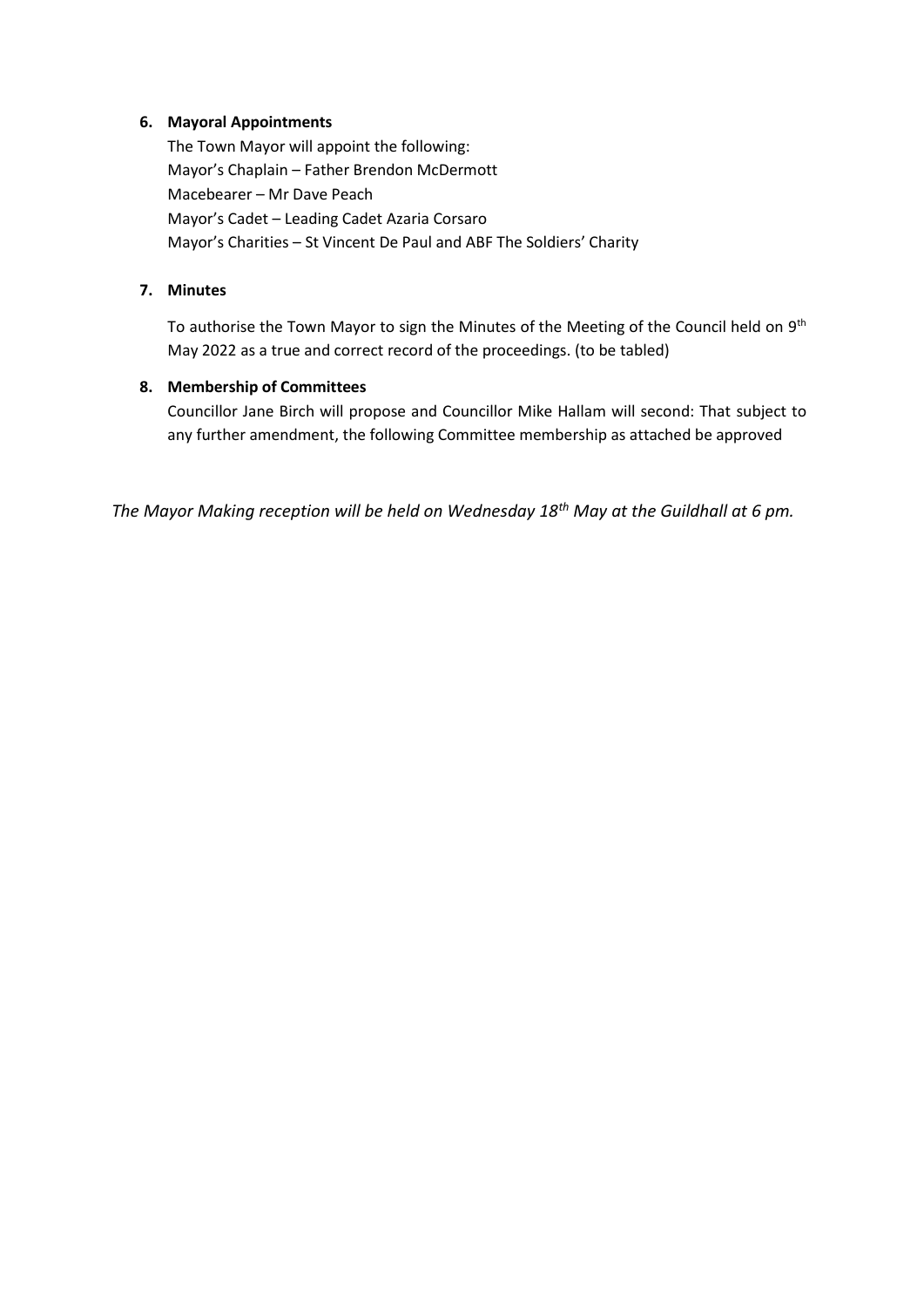**6. Mayoral Appointments**

The Town Mayor will appoint the following:
Mayor's Chaplain – Father Brendon McDermott
Macebearer – Mr Dave Peach
Mayor's Cadet – Leading Cadet Azaria Corsaro
Mayor's Charities – St Vincent De Paul and ABF The Soldiers' Charity

**7. Minutes**

To authorise the Town Mayor to sign the Minutes of the Meeting of the Council held on 9th May 2022 as a true and correct record of the proceedings. (to be tabled)

**8. Membership of Committees**

Councillor Jane Birch will propose and Councillor Mike Hallam will second: That subject to any further amendment, the following Committee membership as attached be approved

*The Mayor Making reception will be held on Wednesday 18th May at the Guildhall at 6 pm.*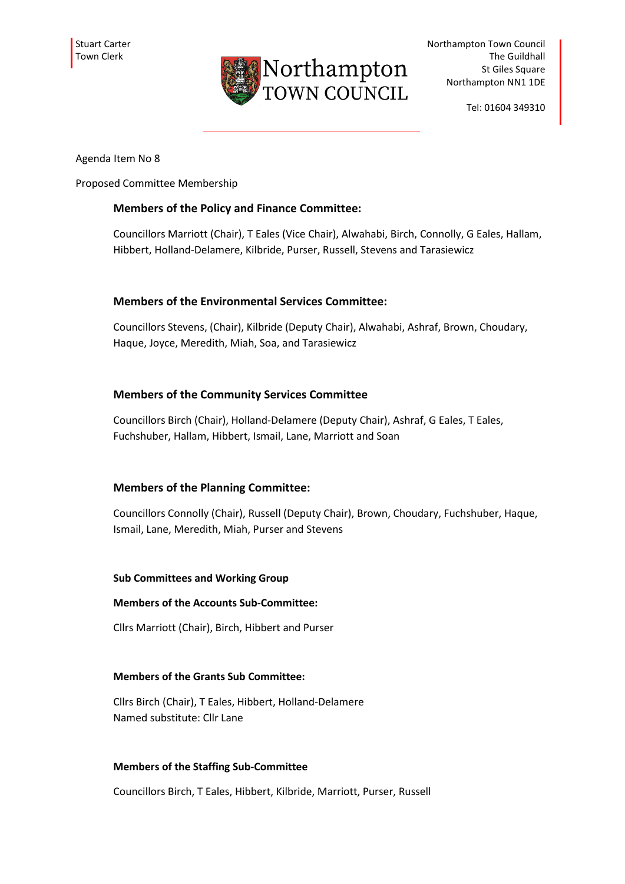Stuart Carter
Town Clerk

Northampton TOWN COUNCIL

Northampton Town Council
The Guildhall
St Giles Square
Northampton NN1 1DE

Tel: 01604 349310

Agenda Item No 8

Proposed Committee Membership

### Members of the Policy and Finance Committee:

Councillors Marriott (Chair), T Eales (Vice Chair), Alwahabi, Birch, Connolly, G Eales, Hallam, Hibbert, Holland-Delamere, Kilbride, Purser, Russell, Stevens and Tarasiewicz

### Members of the Environmental Services Committee:

Councillors Stevens, (Chair), Kilbride (Deputy Chair), Alwahabi, Ashraf, Brown, Choudary, Haque, Joyce, Meredith, Miah, Soa, and Tarasiewicz

### Members of the Community Services Committee

Councillors Birch (Chair), Holland-Delamere (Deputy Chair), Ashraf, G Eales, T Eales, Fuchshuber, Hallam, Hibbert, Ismail, Lane, Marriott and Soan

### Members of the Planning Committee:

Councillors Connolly (Chair), Russell (Deputy Chair), Brown, Choudary, Fuchshuber, Haque, Ismail, Lane, Meredith, Miah, Purser and Stevens

#### Sub Committees and Working Group

#### Members of the Accounts Sub-Committee:

Cllrs Marriott (Chair), Birch, Hibbert and Purser

#### Members of the Grants Sub Committee:

Cllrs Birch (Chair), T Eales, Hibbert, Holland-Delamere
Named substitute: Cllr Lane

#### Members of the Staffing Sub-Committee

Councillors Birch, T Eales, Hibbert, Kilbride, Marriott, Purser, Russell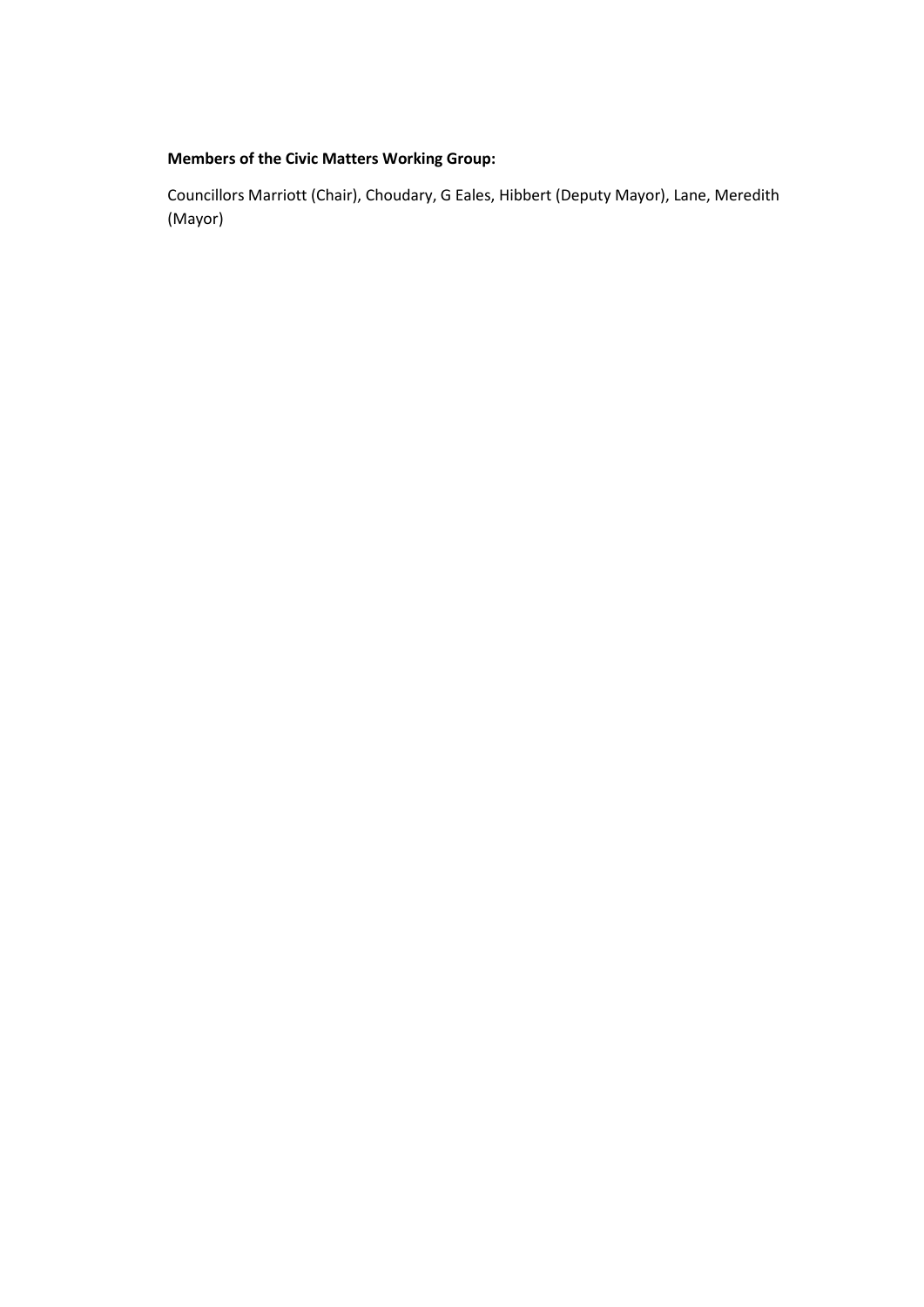**Members of the Civic Matters Working Group:**

Councillors Marriott (Chair), Choudary, G Eales, Hibbert (Deputy Mayor), Lane, Meredith (Mayor)